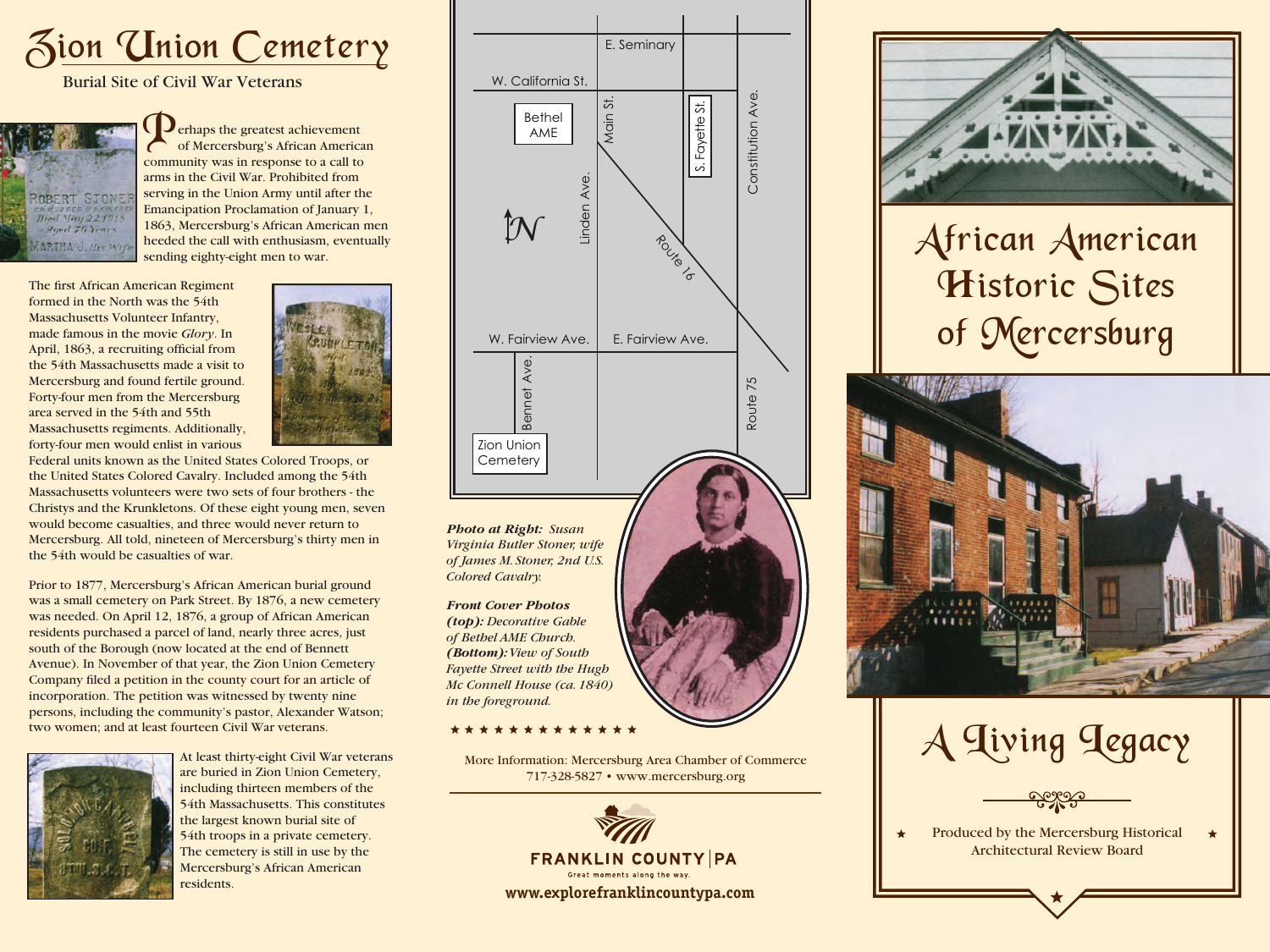# Zion Union Cemetery

## Burial Site of Civil War Veterans

Perhaps the greatest achievement of Mercersburg's African American community was in response to a call to arms in the Civil War. Prohibited from serving in the Union Army until after the Emancipation Proclamation of January 1, 1863, Mercersburg's African American men heeded the call with enthusiasm, eventually sending eighty-eight men to war.

The first African American Regiment formed in the North was the 54th Massachusetts Volunteer Infantry, made famous in the movie *Glory*. In April, 1863, a recruiting official from the 54th Massachusetts made a visit to Mercersburg and found fertile ground. Forty-four men from the Mercersburg area served in the 54th and 55th Massachusetts regiments. Additionally, forty-four men would enlist in various Federal units known as the United States Colored Troops, or the United States Colored Cavalry. Included among the 54th Massachusetts volunteers were two sets of four brothers - the Christys and the Krunkletons. Of these eight young men, seven would become casualties, and three would never return to Mercersburg. All told, nineteen of Mercersburg's thirty men in the 54th would be casualties of war.

Prior to 1877, Mercersburg's African American burial ground was a small cemetery on Park Street. By 1876, a new cemetery was needed. On April 12, 1876, a group of African American residents purchased a parcel of land, nearly three acres, just south of the Borough (now located at the end of Bennett Avenue). In November of that year, the Zion Union Cemetery Company filed a petition in the county court for an article of incorporation. The petition was witnessed by twenty nine persons, including the community's pastor, Alexander Watson; two women; and at least fourteen Civil War veterans.

At least thirty-eight Civil War veterans are buried in Zion Union Cemetery, including thirteen members of the 54th Massachusetts. This constitutes the largest known burial site of 54th troops in a private cemetery. The cemetery is still in use by the Mercersburg's African American residents.

E. Seminary · W. California St. · Bethel AME · Main St. · S. Fayette St. · Constitution Ave. · Linden Ave. · N · Route 16 · W. Fairview Ave. · E. Fairview Ave. · Bennet Ave. · Route 75 · Zion Union Cemetery

***Photo at Right:*** *Susan Virginia Butler Stoner, wife of James M. Stoner, 2nd U.S. Colored Cavalry.*

***Front Cover Photos (top):*** *Decorative Gable of Bethel AME Church.* ***(Bottom):*** *View of South Fayette Street with the Hugh Mc Connell House (ca. 1840) in the foreground.*

★★★★★★★★★★★★★

More Information: Mercersburg Area Chamber of Commerce
717-328-5827 • www.mercersburg.org

FRANKLIN COUNTY | PA
Great moments along the way.
**www.explorefranklincountypa.com**

# African American Historic Sites of Mercersburg

## A Living Legacy

Produced by the Mercersburg Historical Architectural Review Board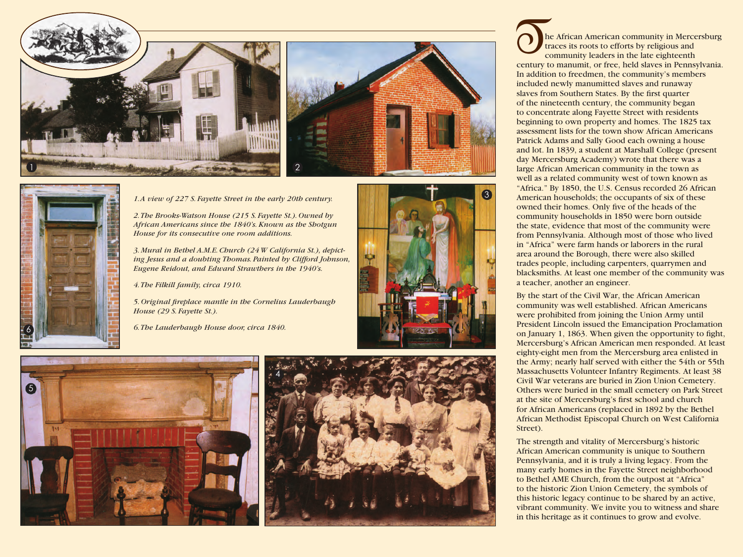1. A view of 227 S. Fayette Street in the early 20th century.

2. The Brooks-Watson House (215 S. Fayette St.). Owned by African Americans since the 1840's. Known as the Shotgun House for its consecutive one room additions.

3. Mural in Bethel A.M.E. Church (24 W California St.), depicting Jesus and a doubting Thomas. Painted by Clifford Johnson, Eugene Reidout, and Edward Strawthers in the 1940's.

4. The Filkill family, circa 1910.

5. Original fireplace mantle in the Cornelius Lauderbaugh House (29 S. Fayette St.).

6. The Lauderbaugh House door, circa 1840.

The African American community in Mercersburg traces its roots to efforts by religious and community leaders in the late eighteenth century to manumit, or free, held slaves in Pennsylvania. In addition to freedmen, the community's members included newly manumitted slaves and runaway slaves from Southern States. By the first quarter of the nineteenth century, the community began to concentrate along Fayette Street with residents beginning to own property and homes. The 1825 tax assessment lists for the town show African Americans Patrick Adams and Sally Good each owning a house and lot. In 1839, a student at Marshall College (present day Mercersburg Academy) wrote that there was a large African American community in the town as well as a related community west of town known as "Africa." By 1850, the U.S. Census recorded 26 African American households; the occupants of six of these owned their homes. Only five of the heads of the community households in 1850 were born outside the state, evidence that most of the community were from Pennsylvania. Although most of those who lived in "Africa" were farm hands or laborers in the rural area around the Borough, there were also skilled trades people, including carpenters, quarrymen and blacksmiths. At least one member of the community was a teacher, another an engineer.

By the start of the Civil War, the African American community was well established. African Americans were prohibited from joining the Union Army until President Lincoln issued the Emancipation Proclamation on January 1, 1863. When given the opportunity to fight, Mercersburg's African American men responded. At least eighty-eight men from the Mercersburg area enlisted in the Army; nearly half served with either the 54th or 55th Massachusetts Volunteer Infantry Regiments. At least 38 Civil War veterans are buried in Zion Union Cemetery. Others were buried in the small cemetery on Park Street at the site of Mercersburg's first school and church for African Americans (replaced in 1892 by the Bethel African Methodist Episcopal Church on West California Street).

The strength and vitality of Mercersburg's historic African American community is unique to Southern Pennsylvania, and it is truly a living legacy. From the many early homes in the Fayette Street neighborhood to Bethel AME Church, from the outpost at "Africa" to the historic Zion Union Cemetery, the symbols of this historic legacy continue to be shared by an active, vibrant community. We invite you to witness and share in this heritage as it continues to grow and evolve.